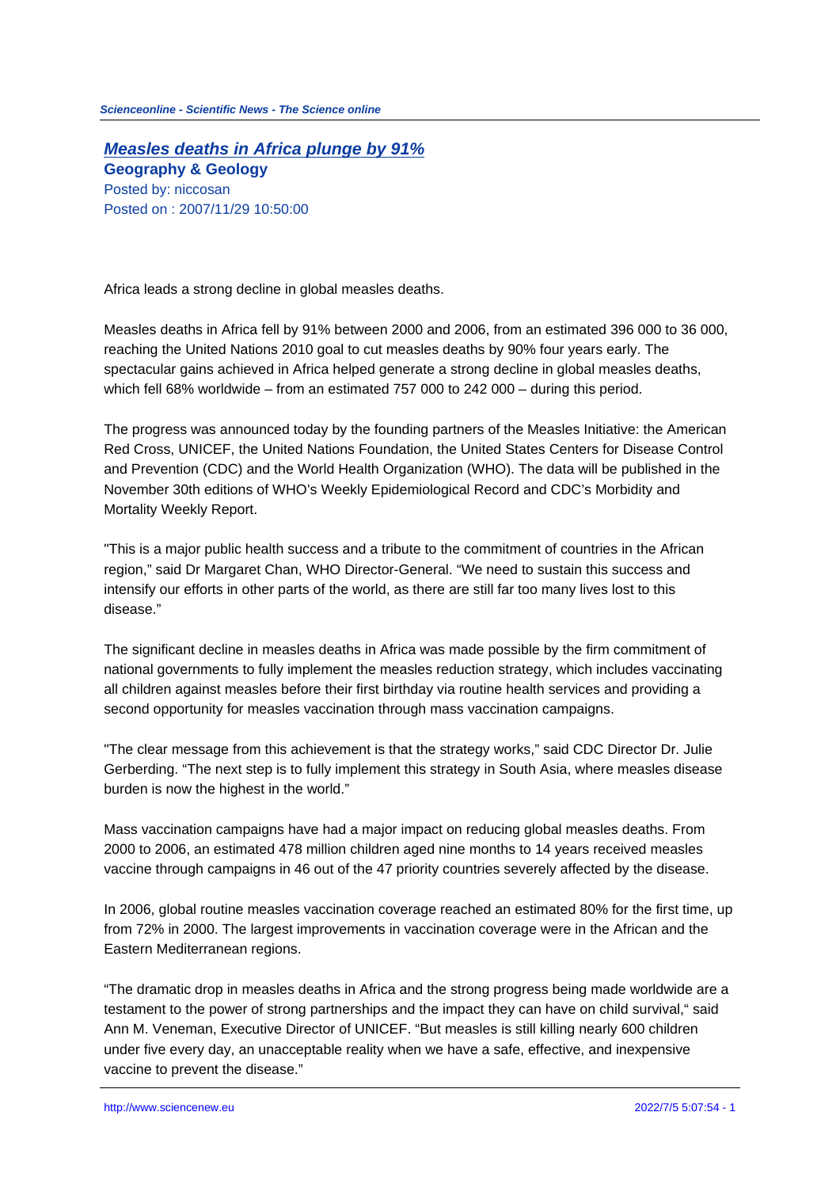# Measles deaths in Africa plunge by 91%

**Geography & Geology**

Posted by: niccosan

Posted on : 2007/11/29 10:50:00

Africa leads a strong decline in global measles deaths.

Measles deaths in Africa fell by 91% between 2000 and 2006, from an estimated 396 000 to 36 000, reaching the United Nations 2010 goal to cut measles deaths by 90% four years early. The spectacular gains achieved in Africa helped generate a strong decline in global measles deaths, which fell 68% worldwide – from an estimated 757 000 to 242 000 – during this period.

The progress was announced today by the founding partners of the Measles Initiative: the American Red Cross, UNICEF, the United Nations Foundation, the United States Centers for Disease Control and Prevention (CDC) and the World Health Organization (WHO). The data will be published in the November 30th editions of WHO's Weekly Epidemiological Record and CDC's Morbidity and Mortality Weekly Report.

"This is a major public health success and a tribute to the commitment of countries in the African region," said Dr Margaret Chan, WHO Director-General. "We need to sustain this success and intensify our efforts in other parts of the world, as there are still far too many lives lost to this disease."

The significant decline in measles deaths in Africa was made possible by the firm commitment of national governments to fully implement the measles reduction strategy, which includes vaccinating all children against measles before their first birthday via routine health services and providing a second opportunity for measles vaccination through mass vaccination campaigns.

"The clear message from this achievement is that the strategy works," said CDC Director Dr. Julie Gerberding. "The next step is to fully implement this strategy in South Asia, where measles disease burden is now the highest in the world."

Mass vaccination campaigns have had a major impact on reducing global measles deaths. From 2000 to 2006, an estimated 478 million children aged nine months to 14 years received measles vaccine through campaigns in 46 out of the 47 priority countries severely affected by the disease.

In 2006, global routine measles vaccination coverage reached an estimated 80% for the first time, up from 72% in 2000. The largest improvements in vaccination coverage were in the African and the Eastern Mediterranean regions.

"The dramatic drop in measles deaths in Africa and the strong progress being made worldwide are a testament to the power of strong partnerships and the impact they can have on child survival," said Ann M. Veneman, Executive Director of UNICEF. "But measles is still killing nearly 600 children under five every day, an unacceptable reality when we have a safe, effective, and inexpensive vaccine to prevent the disease."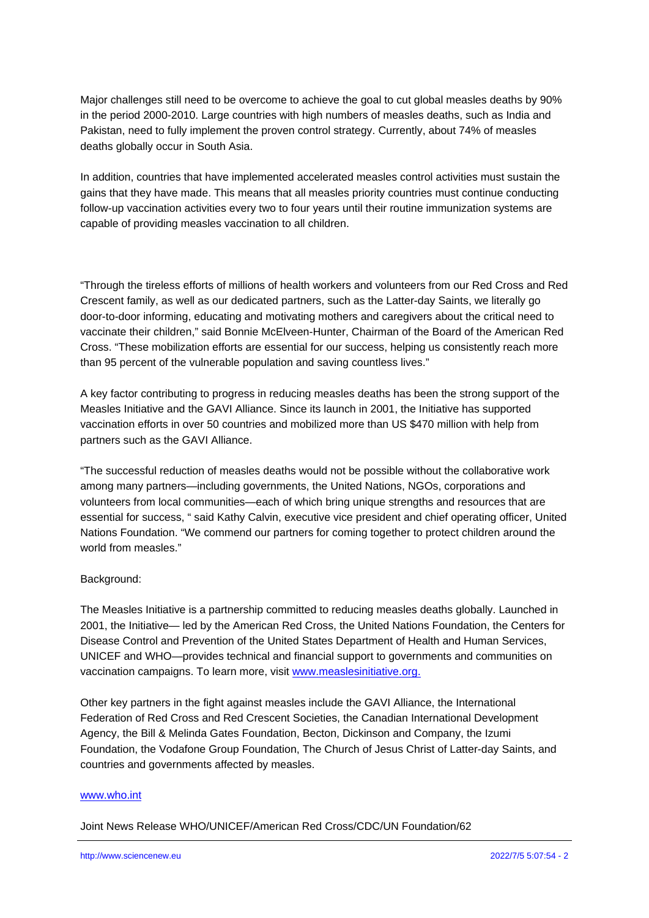Major challenges still need to be overcome to achieve the goal to cut global measles deaths by 90% in the period 2000-2010. Large countries with high numbers of measles deaths, such as India and Pakistan, need to fully implement the proven control strategy. Currently, about 74% of measles deaths globally occur in South Asia.

In addition, countries that have implemented accelerated measles control activities must sustain the gains that they have made. This means that all measles priority countries must continue conducting follow-up vaccination activities every two to four years until their routine immunization systems are capable of providing measles vaccination to all children.

“Through the tireless efforts of millions of health workers and volunteers from our Red Cross and Red Crescent family, as well as our dedicated partners, such as the Latter-day Saints, we literally go door-to-door informing, educating and motivating mothers and caregivers about the critical need to vaccinate their children,” said Bonnie McElveen-Hunter, Chairman of the Board of the American Red Cross. “These mobilization efforts are essential for our success, helping us consistently reach more than 95 percent of the vulnerable population and saving countless lives.”

A key factor contributing to progress in reducing measles deaths has been the strong support of the Measles Initiative and the GAVI Alliance. Since its launch in 2001, the Initiative has supported vaccination efforts in over 50 countries and mobilized more than US $470 million with help from partners such as the GAVI Alliance.

“The successful reduction of measles deaths would not be possible without the collaborative work among many partners—including governments, the United Nations, NGOs, corporations and volunteers from local communities—each of which bring unique strengths and resources that are essential for success, “ said Kathy Calvin, executive vice president and chief operating officer, United Nations Foundation. “We commend our partners for coming together to protect children around the world from measles.”

Background:

The Measles Initiative is a partnership committed to reducing measles deaths globally. Launched in 2001, the Initiative— led by the American Red Cross, the United Nations Foundation, the Centers for Disease Control and Prevention of the United States Department of Health and Human Services, UNICEF and WHO—provides technical and financial support to governments and communities on vaccination campaigns. To learn more, visit [www.measlesinitiative.org.](http://www.measlesinitiative.org)

Other key partners in the fight against measles include the GAVI Alliance, the International Federation of Red Cross and Red Crescent Societies, the Canadian International Development Agency, the Bill & Melinda Gates Foundation, Becton, Dickinson and Company, the Izumi Foundation, the Vodafone Group Foundation, The Church of Jesus Christ of Latter-day Saints, and countries and governments affected by measles.

[www.who.int](http://www.who.int)

Joint News Release WHO/UNICEF/American Red Cross/CDC/UN Foundation/62